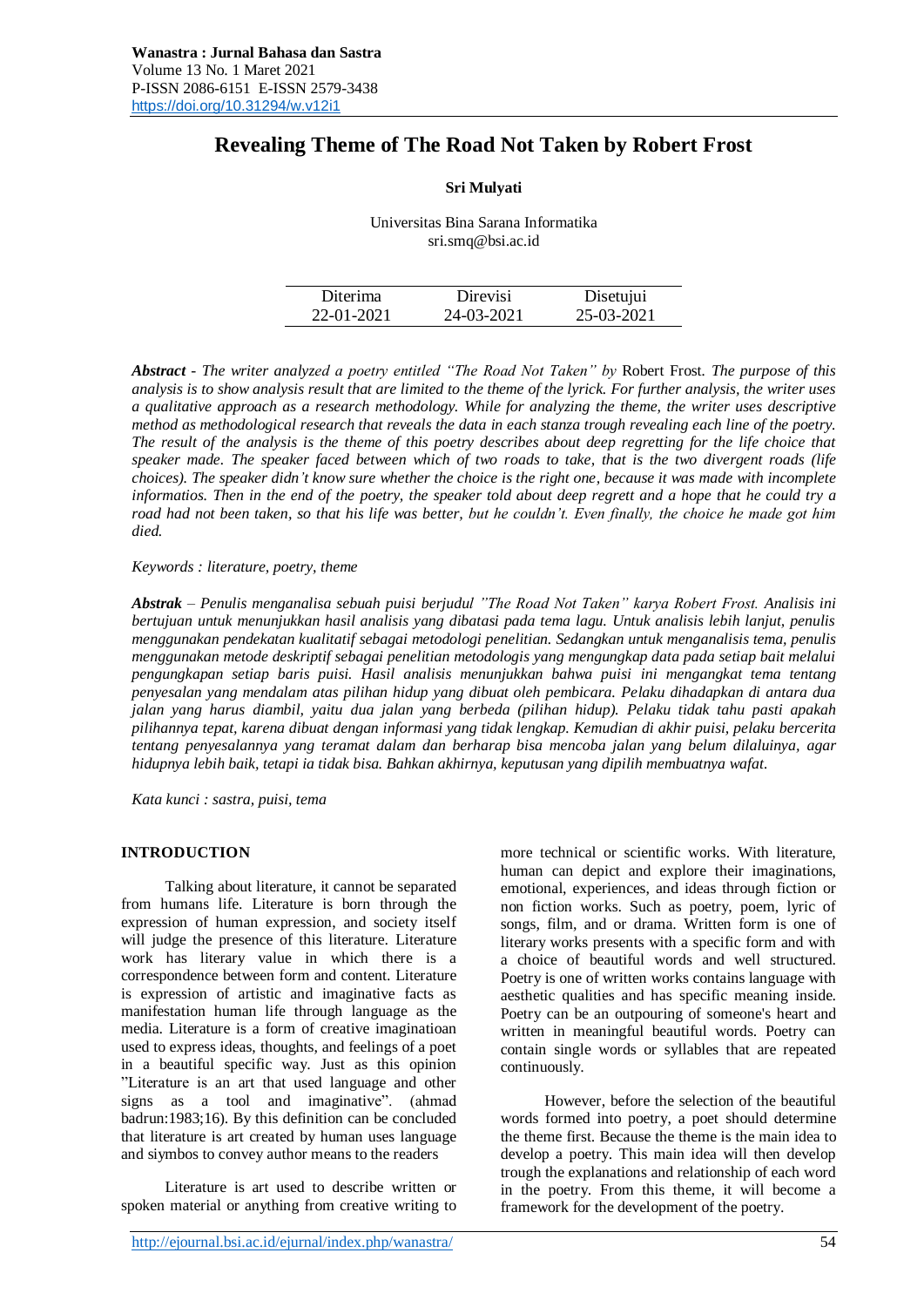**Wanastra : Jurnal Bahasa dan Sastra**
Volume 13 No. 1 Maret 2021
P-ISSN 2086-6151 E-ISSN 2579-3438
https://doi.org/10.31294/w.v12i1

# Revealing Theme of The Road Not Taken by Robert Frost

**Sri Mulyati**

Universitas Bina Sarana Informatika
sri.smq@bsi.ac.id

| Diterima | Direvisi | Disetujui |
|---|---|---|
| 22-01-2021 | 24-03-2021 | 25-03-2021 |

***Abstract*** *- The writer analyzed a poetry entitled "The Road Not Taken" by* Robert Frost. *The purpose of this analysis is to show analysis result that are limited to the theme of the lyrick. For further analysis, the writer uses a qualitative approach as a research methodology. While for analyzing the theme, the writer uses descriptive method as methodological research that reveals the data in each stanza trough revealing each line of the poetry. The result of the analysis is the theme of this poetry describes about deep regretting for the life choice that speaker made. The speaker faced between which of two roads to take, that is the two divergent roads (life choices). The speaker didn't know sure whether the choice is the right one, because it was made with incomplete informatios. Then in the end of the poetry, the speaker told about deep regrett and a hope that he could try a road had not been taken, so that his life was better, but he couldn't. Even finally, the choice he made got him died.*

*Keywords : literature, poetry, theme*

***Abstrak*** *– Penulis menganalisa sebuah puisi berjudul "The Road Not Taken" karya Robert Frost. Analisis ini bertujuan untuk menunjukkan hasil analisis yang dibatasi pada tema lagu. Untuk analisis lebih lanjut, penulis menggunakan pendekatan kualitatif sebagai metodologi penelitian. Sedangkan untuk menganalisis tema, penulis menggunakan metode deskriptif sebagai penelitian metodologis yang mengungkap data pada setiap bait melalui pengungkapan setiap baris puisi. Hasil analisis menunjukkan bahwa puisi ini mengangkat tema tentang penyesalan yang mendalam atas pilihan hidup yang dibuat oleh pembicara. Pelaku dihadapkan di antara dua jalan yang harus diambil, yaitu dua jalan yang berbeda (pilihan hidup). Pelaku tidak tahu pasti apakah pilihannya tepat, karena dibuat dengan informasi yang tidak lengkap. Kemudian di akhir puisi, pelaku bercerita tentang penyesalannya yang teramat dalam dan berharap bisa mencoba jalan yang belum dilaluinya, agar hidupnya lebih baik, tetapi ia tidak bisa. Bahkan akhirnya, keputusan yang dipilih membuatnya wafat.*

*Kata kunci : sastra, puisi, tema*

## INTRODUCTION

Talking about literature, it cannot be separated from humans life. Literature is born through the expression of human expression, and society itself will judge the presence of this literature. Literature work has literary value in which there is a correspondence between form and content. Literature is expression of artistic and imaginative facts as manifestation human life through language as the media. Literature is a form of creative imaginatioan used to express ideas, thoughts, and feelings of a poet in a beautiful specific way. Just as this opinion "Literature is an art that used language and other signs as a tool and imaginative". (ahmad badrun:1983;16). By this definition can be concluded that literature is art created by human uses language and siymbos to convey author means to the readers

Literature is art used to describe written or spoken material or anything from creative writing to more technical or scientific works. With literature, human can depict and explore their imaginations, emotional, experiences, and ideas through fiction or non fiction works. Such as poetry, poem, lyric of songs, film, and or drama. Written form is one of literary works presents with a specific form and with a choice of beautiful words and well structured. Poetry is one of written works contains language with aesthetic qualities and has specific meaning inside. Poetry can be an outpouring of someone's heart and written in meaningful beautiful words. Poetry can contain single words or syllables that are repeated continuously.

However, before the selection of the beautiful words formed into poetry, a poet should determine the theme first. Because the theme is the main idea to develop a poetry. This main idea will then develop trough the explanations and relationship of each word in the poetry. From this theme, it will become a framework for the development of the poetry.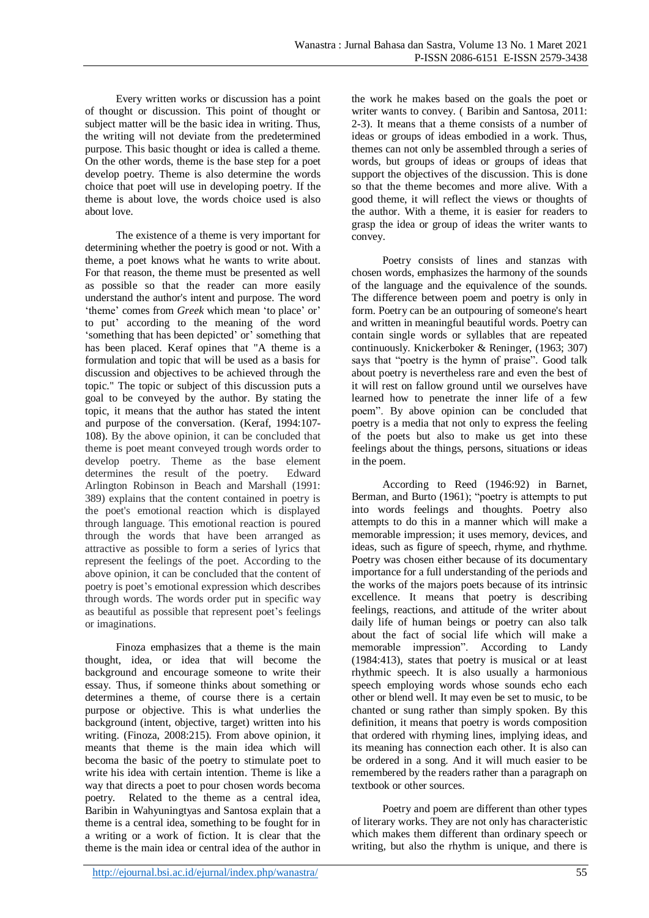Every written works or discussion has a point of thought or discussion. This point of thought or subject matter will be the basic idea in writing. Thus, the writing will not deviate from the predetermined purpose. This basic thought or idea is called a theme. On the other words, theme is the base step for a poet develop poetry. Theme is also determine the words choice that poet will use in developing poetry. If the theme is about love, the words choice used is also about love.

The existence of a theme is very important for determining whether the poetry is good or not. With a theme, a poet knows what he wants to write about. For that reason, the theme must be presented as well as possible so that the reader can more easily understand the author's intent and purpose. The word 'theme' comes from *Greek* which mean 'to place' or' to put' according to the meaning of the word 'something that has been depicted' or' something that has been placed. Keraf opines that "A theme is a formulation and topic that will be used as a basis for discussion and objectives to be achieved through the topic." The topic or subject of this discussion puts a goal to be conveyed by the author. By stating the topic, it means that the author has stated the intent and purpose of the conversation. (Keraf, 1994:107-108). By the above opinion, it can be concluded that theme is poet meant conveyed trough words order to develop poetry. Theme as the base element determines the result of the poetry. Edward Arlington Robinson in Beach and Marshall (1991: 389) explains that the content contained in poetry is the poet's emotional reaction which is displayed through language. This emotional reaction is poured through the words that have been arranged as attractive as possible to form a series of lyrics that represent the feelings of the poet. According to the above opinion, it can be concluded that the content of poetry is poet's emotional expression which describes through words. The words order put in specific way as beautiful as possible that represent poet's feelings or imaginations.

Finoza emphasizes that a theme is the main thought, idea, or idea that will become the background and encourage someone to write their essay. Thus, if someone thinks about something or determines a theme, of course there is a certain purpose or objective. This is what underlies the background (intent, objective, target) written into his writing. (Finoza, 2008:215). From above opinion, it meants that theme is the main idea which will becoma the basic of the poetry to stimulate poet to write his idea with certain intention. Theme is like a way that directs a poet to pour chosen words becoma poetry. Related to the theme as a central idea, Baribin in Wahyuningtyas and Santosa explain that a theme is a central idea, something to be fought for in a writing or a work of fiction. It is clear that the theme is the main idea or central idea of the author in the work he makes based on the goals the poet or writer wants to convey. ( Baribin and Santosa, 2011: 2-3). It means that a theme consists of a number of ideas or groups of ideas embodied in a work. Thus, themes can not only be assembled through a series of words, but groups of ideas or groups of ideas that support the objectives of the discussion. This is done so that the theme becomes and more alive. With a good theme, it will reflect the views or thoughts of the author. With a theme, it is easier for readers to grasp the idea or group of ideas the writer wants to convey.

Poetry consists of lines and stanzas with chosen words, emphasizes the harmony of the sounds of the language and the equivalence of the sounds. The difference between poem and poetry is only in form. Poetry can be an outpouring of someone's heart and written in meaningful beautiful words. Poetry can contain single words or syllables that are repeated continuously. Knickerboker & Reninger, (1963; 307) says that "poetry is the hymn of praise". Good talk about poetry is nevertheless rare and even the best of it will rest on fallow ground until we ourselves have learned how to penetrate the inner life of a few poem". By above opinion can be concluded that poetry is a media that not only to express the feeling of the poets but also to make us get into these feelings about the things, persons, situations or ideas in the poem.

According to Reed (1946:92) in Barnet, Berman, and Burto (1961); "poetry is attempts to put into words feelings and thoughts. Poetry also attempts to do this in a manner which will make a memorable impression; it uses memory, devices, and ideas, such as figure of speech, rhyme, and rhythme. Poetry was chosen either because of its documentary importance for a full understanding of the periods and the works of the majors poets because of its intrinsic excellence. It means that poetry is describing feelings, reactions, and attitude of the writer about daily life of human beings or poetry can also talk about the fact of social life which will make a memorable impression". According to Landy (1984:413), states that poetry is musical or at least rhythmic speech. It is also usually a harmonious speech employing words whose sounds echo each other or blend well. It may even be set to music, to be chanted or sung rather than simply spoken. By this definition, it means that poetry is words composition that ordered with rhyming lines, implying ideas, and its meaning has connection each other. It is also can be ordered in a song. And it will much easier to be remembered by the readers rather than a paragraph on textbook or other sources.

Poetry and poem are different than other types of literary works. They are not only has characteristic which makes them different than ordinary speech or writing, but also the rhythm is unique, and there is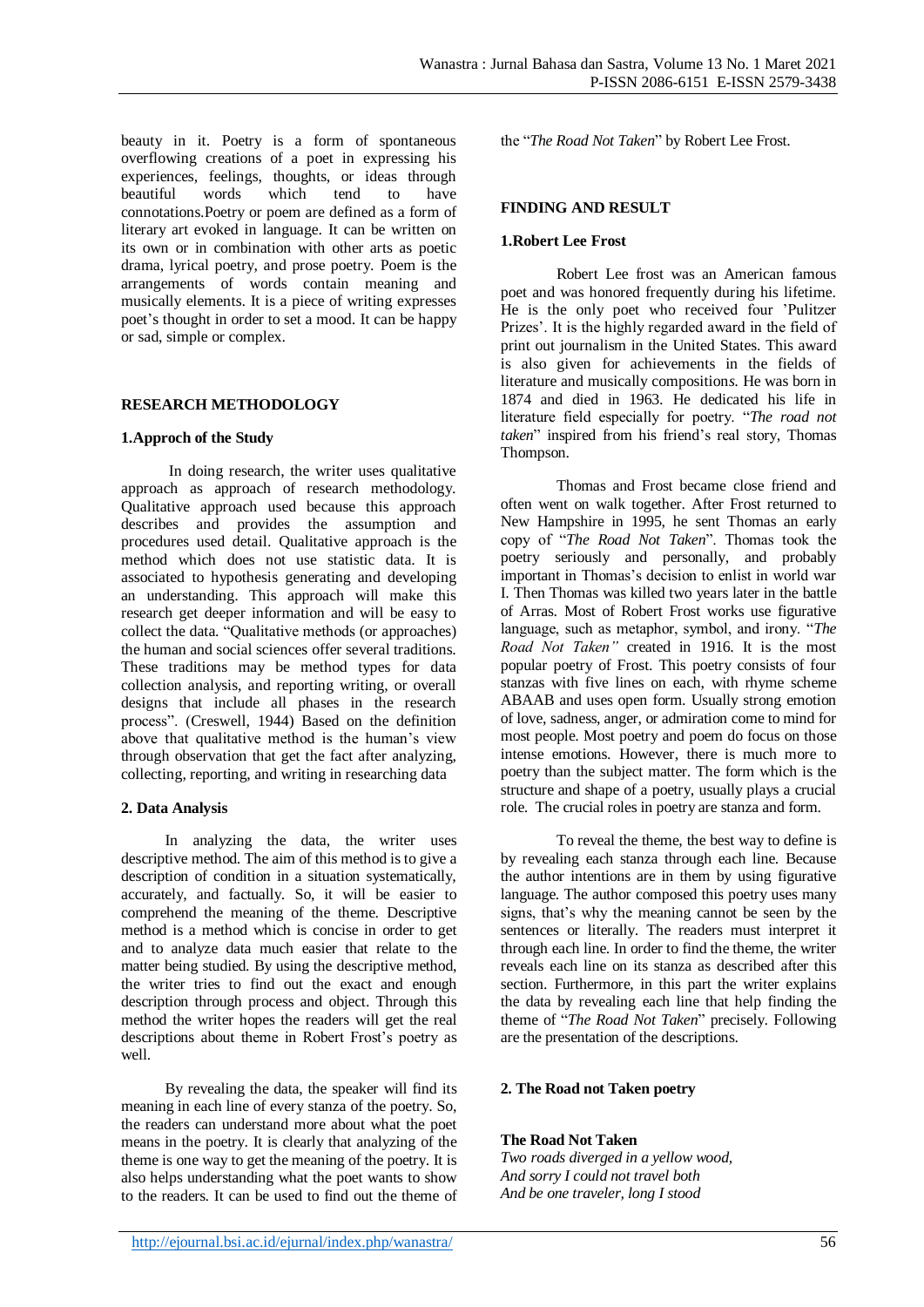beauty in it. Poetry is a form of spontaneous overflowing creations of a poet in expressing his experiences, feelings, thoughts, or ideas through beautiful words which tend to have connotations.Poetry or poem are defined as a form of literary art evoked in language. It can be written on its own or in combination with other arts as poetic drama, lyrical poetry, and prose poetry. Poem is the arrangements of words contain meaning and musically elements. It is a piece of writing expresses poet's thought in order to set a mood. It can be happy or sad, simple or complex.

## RESEARCH METHODOLOGY

### 1.Approch of the Study

In doing research, the writer uses qualitative approach as approach of research methodology. Qualitative approach used because this approach describes and provides the assumption and procedures used detail. Qualitative approach is the method which does not use statistic data. It is associated to hypothesis generating and developing an understanding. This approach will make this research get deeper information and will be easy to collect the data. "Qualitative methods (or approaches) the human and social sciences offer several traditions. These traditions may be method types for data collection analysis, and reporting writing, or overall designs that include all phases in the research process". (Creswell, 1944) Based on the definition above that qualitative method is the human's view through observation that get the fact after analyzing, collecting, reporting, and writing in researching data

### 2. Data Analysis

In analyzing the data, the writer uses descriptive method. The aim of this method is to give a description of condition in a situation systematically, accurately, and factually. So, it will be easier to comprehend the meaning of the theme. Descriptive method is a method which is concise in order to get and to analyze data much easier that relate to the matter being studied. By using the descriptive method, the writer tries to find out the exact and enough description through process and object. Through this method the writer hopes the readers will get the real descriptions about theme in Robert Frost's poetry as well.

By revealing the data, the speaker will find its meaning in each line of every stanza of the poetry. So, the readers can understand more about what the poet means in the poetry. It is clearly that analyzing of the theme is one way to get the meaning of the poetry. It is also helps understanding what the poet wants to show to the readers. It can be used to find out the theme of the "*The Road Not Taken*" by Robert Lee Frost.

## FINDING AND RESULT

### 1.Robert Lee Frost

Robert Lee frost was an American famous poet and was honored frequently during his lifetime. He is the only poet who received four 'Pulitzer Prizes'. It is the highly regarded award in the field of print out journalism in the United States. This award is also given for achievements in the fields of literature and musically compositions. He was born in 1874 and died in 1963. He dedicated his life in literature field especially for poetry. "*The road not taken*" inspired from his friend's real story, Thomas Thompson.

Thomas and Frost became close friend and often went on walk together. After Frost returned to New Hampshire in 1995, he sent Thomas an early copy of "*The Road Not Taken*". Thomas took the poetry seriously and personally, and probably important in Thomas's decision to enlist in world war I. Then Thomas was killed two years later in the battle of Arras. Most of Robert Frost works use figurative language, such as metaphor, symbol, and irony. "*The Road Not Taken"* created in 1916. It is the most popular poetry of Frost. This poetry consists of four stanzas with five lines on each, with rhyme scheme ABAAB and uses open form. Usually strong emotion of love, sadness, anger, or admiration come to mind for most people. Most poetry and poem do focus on those intense emotions. However, there is much more to poetry than the subject matter. The form which is the structure and shape of a poetry, usually plays a crucial role. The crucial roles in poetry are stanza and form.

To reveal the theme, the best way to define is by revealing each stanza through each line. Because the author intentions are in them by using figurative language. The author composed this poetry uses many signs, that's why the meaning cannot be seen by the sentences or literally. The readers must interpret it through each line. In order to find the theme, the writer reveals each line on its stanza as described after this section. Furthermore, in this part the writer explains the data by revealing each line that help finding the theme of "*The Road Not Taken*" precisely. Following are the presentation of the descriptions.

### 2. The Road not Taken poetry

**The Road Not Taken**
*Two roads diverged in a yellow wood,*
*And sorry I could not travel both*
*And be one traveler, long I stood*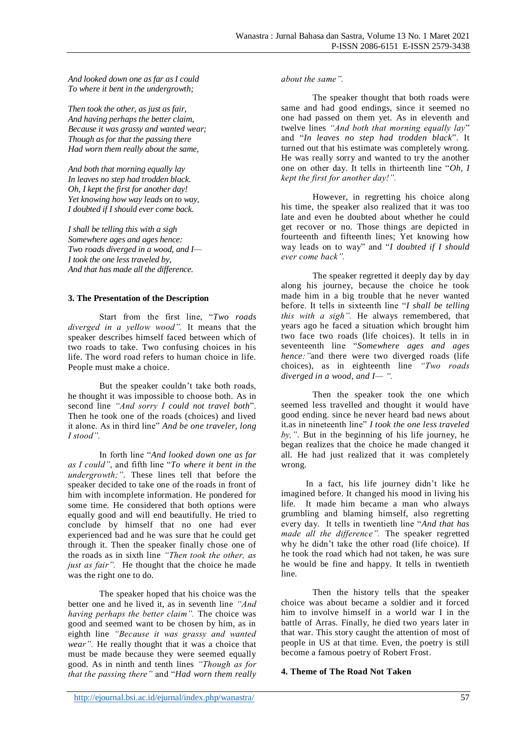*And looked down one as far as I could*
*To where it bent in the undergrowth;*

*Then took the other, as just as fair,*
*And having perhaps the better claim,*
*Because it was grassy and wanted wear;*
*Though as for that the passing there*
*Had worn them really about the same,*

*And both that morning equally lay*
*In leaves no step had trodden black.*
*Oh, I kept the first for another day!*
*Yet knowing how way leads on to way,*
*I doubted if I should ever come back.*

*I shall be telling this with a sigh*
*Somewhere ages and ages hence:*
*Two roads diverged in a wood, and I—*
*I took the one less traveled by,*
*And that has made all the difference.*

**3. The Presentation of the Description**

Start from the first line, "*Two roads diverged in a yellow wood".* It means that the speaker describes himself faced between which of two roads to take. Two confusing choices in his life. The word road refers to human choice in life. People must make a choice.

But the speaker couldn't take both roads, he thought it was impossible to choose both. As in second line *"And sorry I could not travel both*". Then he took one of the roads (choices) and lived it alone. As in third line" *And be one traveler, long I stood".*

In forth line "*And looked down one as far as I could"*, and fifth line "*To where it bent in the undergrowth;"*. These lines tell that before the speaker decided to take one of the roads in front of him with incomplete information. He pondered for some time. He considered that both options were equally good and will end beautifully. He tried to conclude by himself that no one had ever experienced bad and he was sure that he could get through it. Then the speaker finally chose one of the roads as in sixth line *"Then took the other, as just as fair".* He thought that the choice he made was the right one to do.

The speaker hoped that his choice was the better one and he lived it, as in seventh line *"And having perhaps the better claim".* The choice was good and seemed want to be chosen by him, as in eighth line *"Because it was grassy and wanted wear".* He really thought that it was a choice that must be made because they were seemed equally good. As in ninth and tenth lines *"Though as for that the passing there"* and "*Had worn them really about the same".*

The speaker thought that both roads were same and had good endings, since it seemed no one had passed on them yet. As in eleventh and twelve lines *"And both that morning equally lay*" and "*In leaves no step had trodden black*". It turned out that his estimate was completely wrong. He was really sorry and wanted to try the another one on other day. It tells in thirteenth line "*Oh, I kept the first for another day!".*

However, in regretting his choice along his time, the speaker also realized that it was too late and even he doubted about whether he could get recover or no. Those things are depicted in fourteenth and fifteenth lines; Yet knowing how way leads on to way" and "*I doubted if I should ever come back".*

The speaker regretted it deeply day by day along his journey, because the choice he took made him in a big trouble that he never wanted before. It tells in sixteenth line "*I shall be telling this with a sigh".* He always remembered, that years ago he faced a situation which brought him two face two roads (life choices). It tells in in seventeenth line "*Somewhere ages and ages hence:"*and there were two diverged roads (life choices), as in eighteenth line *"Two roads diverged in a wood, and I— ".*

Then the speaker took the one which seemed less travelled and thought it would have good ending. since he never heard bad news about it.as in nineteenth line" *I took the one less traveled by,"*. But in the beginning of his life journey, he began realizes that the choice he made changed it all. He had just realized that it was completely wrong.

In a fact, his life journey didn't like he imagined before. It changed his mood in living his life. It made him became a man who always grumbling and blaming himself, also regretting every day. It tells in twentieth line "*And that has made all the difference".* The speaker regretted why he didn't take the other road (life choice). If he took the road which had not taken, he was sure he would be fine and happy. It tells in twentieth line.

Then the history tells that the speaker choice was about became a soldier and it forced him to involve himself in a world war I in the battle of Arras. Finally, he died two years later in that war. This story caught the attention of most of people in US at that time. Even, the poetry is still become a famous poetry of Robert Frost.

**4. Theme of The Road Not Taken**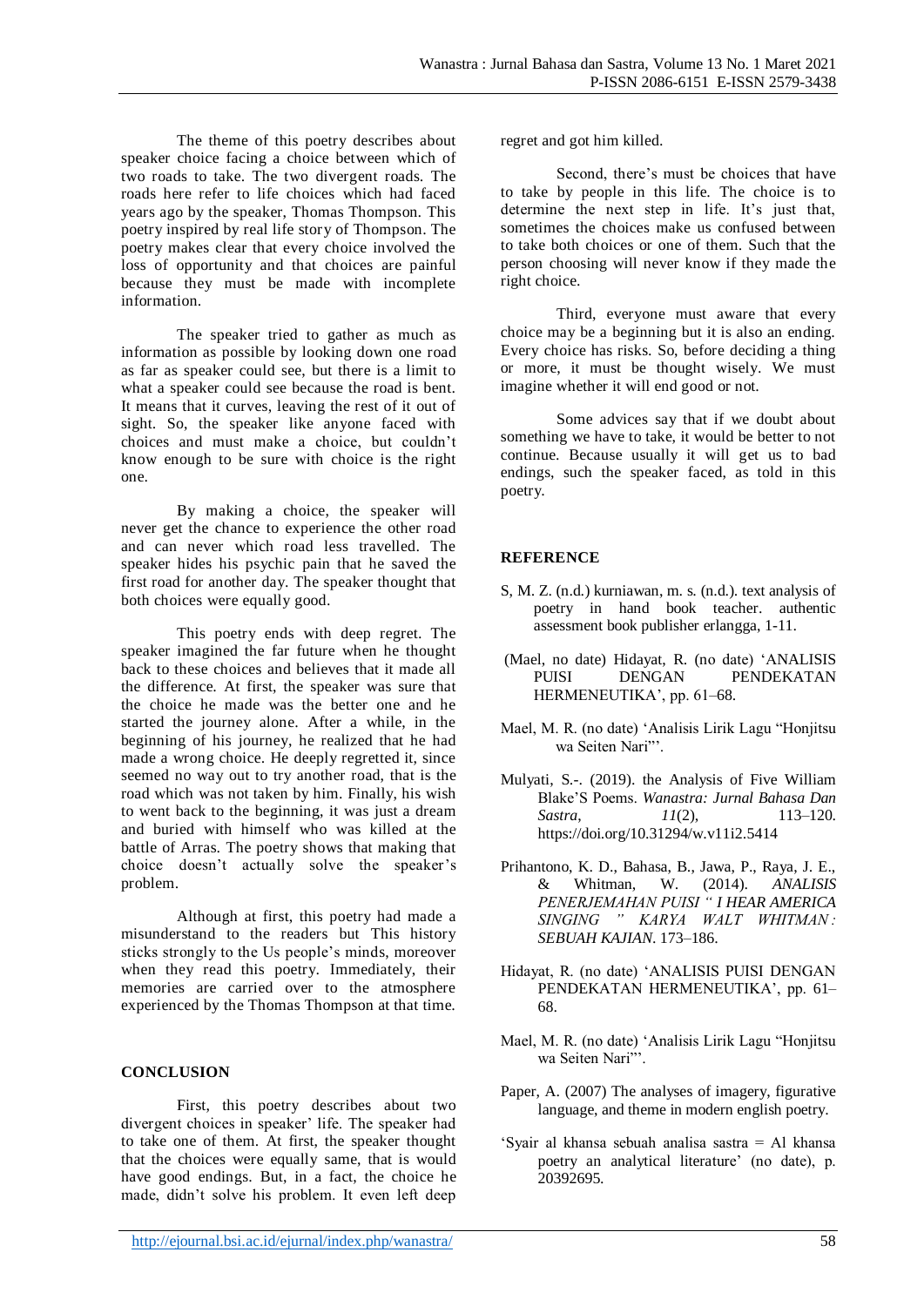The theme of this poetry describes about speaker choice facing a choice between which of two roads to take. The two divergent roads. The roads here refer to life choices which had faced years ago by the speaker, Thomas Thompson. This poetry inspired by real life story of Thompson. The poetry makes clear that every choice involved the loss of opportunity and that choices are painful because they must be made with incomplete information.

The speaker tried to gather as much as information as possible by looking down one road as far as speaker could see, but there is a limit to what a speaker could see because the road is bent. It means that it curves, leaving the rest of it out of sight. So, the speaker like anyone faced with choices and must make a choice, but couldn't know enough to be sure with choice is the right one.

By making a choice, the speaker will never get the chance to experience the other road and can never which road less travelled. The speaker hides his psychic pain that he saved the first road for another day. The speaker thought that both choices were equally good.

This poetry ends with deep regret. The speaker imagined the far future when he thought back to these choices and believes that it made all the difference. At first, the speaker was sure that the choice he made was the better one and he started the journey alone. After a while, in the beginning of his journey, he realized that he had made a wrong choice. He deeply regretted it, since seemed no way out to try another road, that is the road which was not taken by him. Finally, his wish to went back to the beginning, it was just a dream and buried with himself who was killed at the battle of Arras. The poetry shows that making that choice doesn't actually solve the speaker's problem.

Although at first, this poetry had made a misunderstand to the readers but This history sticks strongly to the Us people's minds, moreover when they read this poetry. Immediately, their memories are carried over to the atmosphere experienced by the Thomas Thompson at that time.

## CONCLUSION

First, this poetry describes about two divergent choices in speaker' life. The speaker had to take one of them. At first, the speaker thought that the choices were equally same, that is would have good endings. But, in a fact, the choice he made, didn't solve his problem. It even left deep regret and got him killed.

Second, there's must be choices that have to take by people in this life. The choice is to determine the next step in life. It's just that, sometimes the choices make us confused between to take both choices or one of them. Such that the person choosing will never know if they made the right choice.

Third, everyone must aware that every choice may be a beginning but it is also an ending. Every choice has risks. So, before deciding a thing or more, it must be thought wisely. We must imagine whether it will end good or not.

Some advices say that if we doubt about something we have to take, it would be better to not continue. Because usually it will get us to bad endings, such the speaker faced, as told in this poetry.

## REFERENCE

S, M. Z. (n.d.) kurniawan, m. s. (n.d.). text analysis of poetry in hand book teacher. authentic assessment book publisher erlangga, 1-11.

(Mael, no date) Hidayat, R. (no date) 'ANALISIS PUISI DENGAN PENDEKATAN HERMENEUTIKA', pp. 61–68.

Mael, M. R. (no date) 'Analisis Lirik Lagu "Honjitsu wa Seiten Nari"'.

Mulyati, S.-. (2019). the Analysis of Five William Blake'S Poems. *Wanastra: Jurnal Bahasa Dan Sastra*, *11*(2), 113–120. https://doi.org/10.31294/w.v11i2.5414

Prihantono, K. D., Bahasa, B., Jawa, P., Raya, J. E., & Whitman, W. (2014). *ANALISIS PENERJEMAHAN PUISI " I HEAR AMERICA SINGING " KARYA WALT WHITMAN : SEBUAH KAJIAN*. 173–186.

Hidayat, R. (no date) 'ANALISIS PUISI DENGAN PENDEKATAN HERMENEUTIKA', pp. 61–68.

Mael, M. R. (no date) 'Analisis Lirik Lagu "Honjitsu wa Seiten Nari"'.

Paper, A. (2007) The analyses of imagery, figurative language, and theme in modern english poetry.

'Syair al khansa sebuah analisa sastra = Al khansa poetry an analytical literature' (no date), p. 20392695.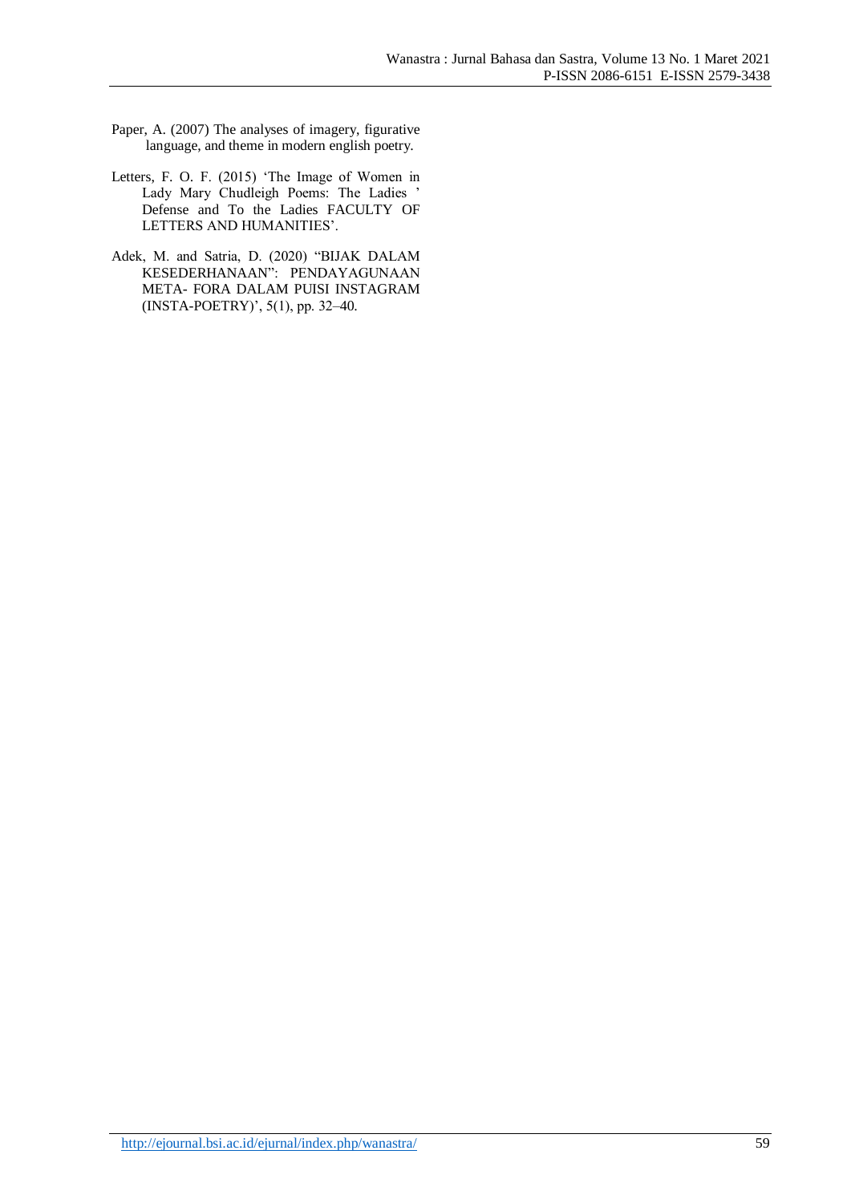Paper, A. (2007) The analyses of imagery, figurative language, and theme in modern english poetry.

Letters, F. O. F. (2015) 'The Image of Women in Lady Mary Chudleigh Poems: The Ladies ' Defense and To the Ladies FACULTY OF LETTERS AND HUMANITIES'.

Adek, M. and Satria, D. (2020) "BIJAK DALAM KESEDERHANAAN": PENDAYAGUNAAN META- FORA DALAM PUISI INSTAGRAM (INSTA-POETRY)', 5(1), pp. 32–40.